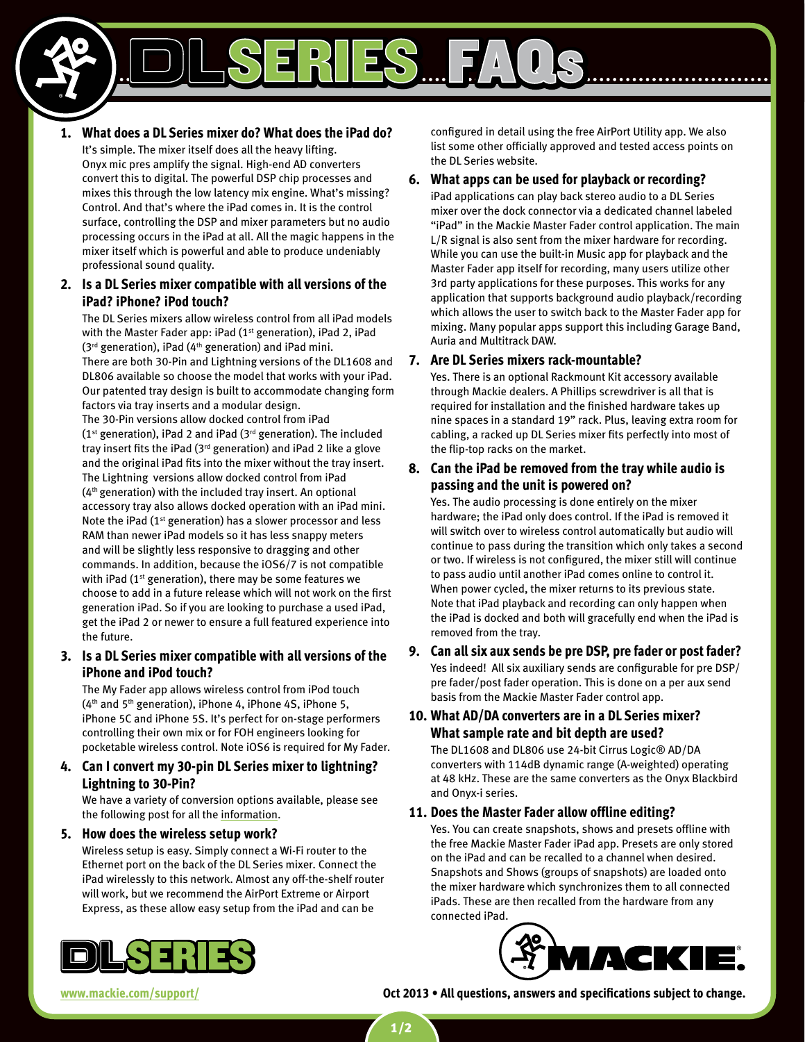# DL SERIES FAQs

**1. What does a DL Series mixer do? What does the iPad do?**

It's simple. The mixer itself does all the heavy lifting. Onyx mic pres amplify the signal. High-end AD converters convert this to digital. The powerful DSP chip processes and mixes this through the low latency mix engine. What's missing? Control. And that's where the iPad comes in. It is the control surface, controlling the DSP and mixer parameters but no audio processing occurs in the iPad at all. All the magic happens in the mixer itself which is powerful and able to produce undeniably professional sound quality.

**2. Is a DL Series mixer compatible with all versions of the iPad? iPhone? iPod touch?**

The DL Series mixers allow wireless control from all iPad models with the Master Fader app: iPad (1st generation), iPad 2, iPad (3rd generation), iPad (4th generation) and iPad mini.

There are both 30-Pin and Lightning versions of the DL1608 and DL806 available so choose the model that works with your iPad. Our patented tray design is built to accommodate changing form factors via tray inserts and a modular design.

The 30-Pin versions allow docked control from iPad (1st generation), iPad 2 and iPad (3rd generation). The included tray insert fits the iPad (3rd generation) and iPad 2 like a glove and the original iPad fits into the mixer without the tray insert.

The Lightning versions allow docked control from iPad (4th generation) with the included tray insert. An optional accessory tray also allows docked operation with an iPad mini.

Note the iPad (1st generation) has a slower processor and less RAM than newer iPad models so it has less snappy meters and will be slightly less responsive to dragging and other commands. In addition, because the iOS6/7 is not compatible with iPad (1st generation), there may be some features we choose to add in a future release which will not work on the first generation iPad. So if you are looking to purchase a used iPad, get the iPad 2 or newer to ensure a full featured experience into the future.

**3. Is a DL Series mixer compatible with all versions of the iPhone and iPod touch?**

The My Fader app allows wireless control from iPod touch (4th and 5th generation), iPhone 4, iPhone 4S, iPhone 5, iPhone 5C and iPhone 5S. It's perfect for on-stage performers controlling their own mix or for FOH engineers looking for pocketable wireless control. Note iOS6 is required for My Fader.

**4. Can I convert my 30-pin DL Series mixer to lightning? Lightning to 30-Pin?**

We have a variety of conversion options available, please see the following post for all the information.

**5. How does the wireless setup work?**

Wireless setup is easy. Simply connect a Wi-Fi router to the Ethernet port on the back of the DL Series mixer. Connect the iPad wirelessly to this network. Almost any off-the-shelf router will work, but we recommend the AirPort Extreme or Airport Express, as these allow easy setup from the iPad and can be configured in detail using the free AirPort Utility app. We also list some other officially approved and tested access points on the DL Series website.

**6. What apps can be used for playback or recording?**

iPad applications can play back stereo audio to a DL Series mixer over the dock connector via a dedicated channel labeled "iPad" in the Mackie Master Fader control application. The main L/R signal is also sent from the mixer hardware for recording. While you can use the built-in Music app for playback and the Master Fader app itself for recording, many users utilize other 3rd party applications for these purposes. This works for any application that supports background audio playback/recording which allows the user to switch back to the Master Fader app for mixing. Many popular apps support this including Garage Band, Auria and Multitrack DAW.

**7. Are DL Series mixers rack-mountable?**

Yes. There is an optional Rackmount Kit accessory available through Mackie dealers. A Phillips screwdriver is all that is required for installation and the finished hardware takes up nine spaces in a standard 19" rack. Plus, leaving extra room for cabling, a racked up DL Series mixer fits perfectly into most of the flip-top racks on the market.

**8. Can the iPad be removed from the tray while audio is passing and the unit is powered on?**

Yes. The audio processing is done entirely on the mixer hardware; the iPad only does control. If the iPad is removed it will switch over to wireless control automatically but audio will continue to pass during the transition which only takes a second or two. If wireless is not configured, the mixer still will continue to pass audio until another iPad comes online to control it. When power cycled, the mixer returns to its previous state. Note that iPad playback and recording can only happen when the iPad is docked and both will gracefully end when the iPad is removed from the tray.

**9. Can all six aux sends be pre DSP, pre fader or post fader?**

Yes indeed! All six auxiliary sends are configurable for pre DSP/pre fader/post fader operation. This is done on a per aux send basis from the Mackie Master Fader control app.

**10. What AD/DA converters are in a DL Series mixer? What sample rate and bit depth are used?**

The DL1608 and DL806 use 24-bit Cirrus Logic® AD/DA converters with 114dB dynamic range (A-weighted) operating at 48 kHz. These are the same converters as the Onyx Blackbird and Onyx-i series.

**11. Does the Master Fader allow offline editing?**

Yes. You can create snapshots, shows and presets offline with the free Mackie Master Fader iPad app. Presets are only stored on the iPad and can be recalled to a channel when desired. Snapshots and Shows (groups of snapshots) are loaded onto the mixer hardware which synchronizes them to all connected iPads. These are then recalled from the hardware from any connected iPad.

www.mackie.com/support/

Oct 2013 • All questions, answers and specifications subject to change.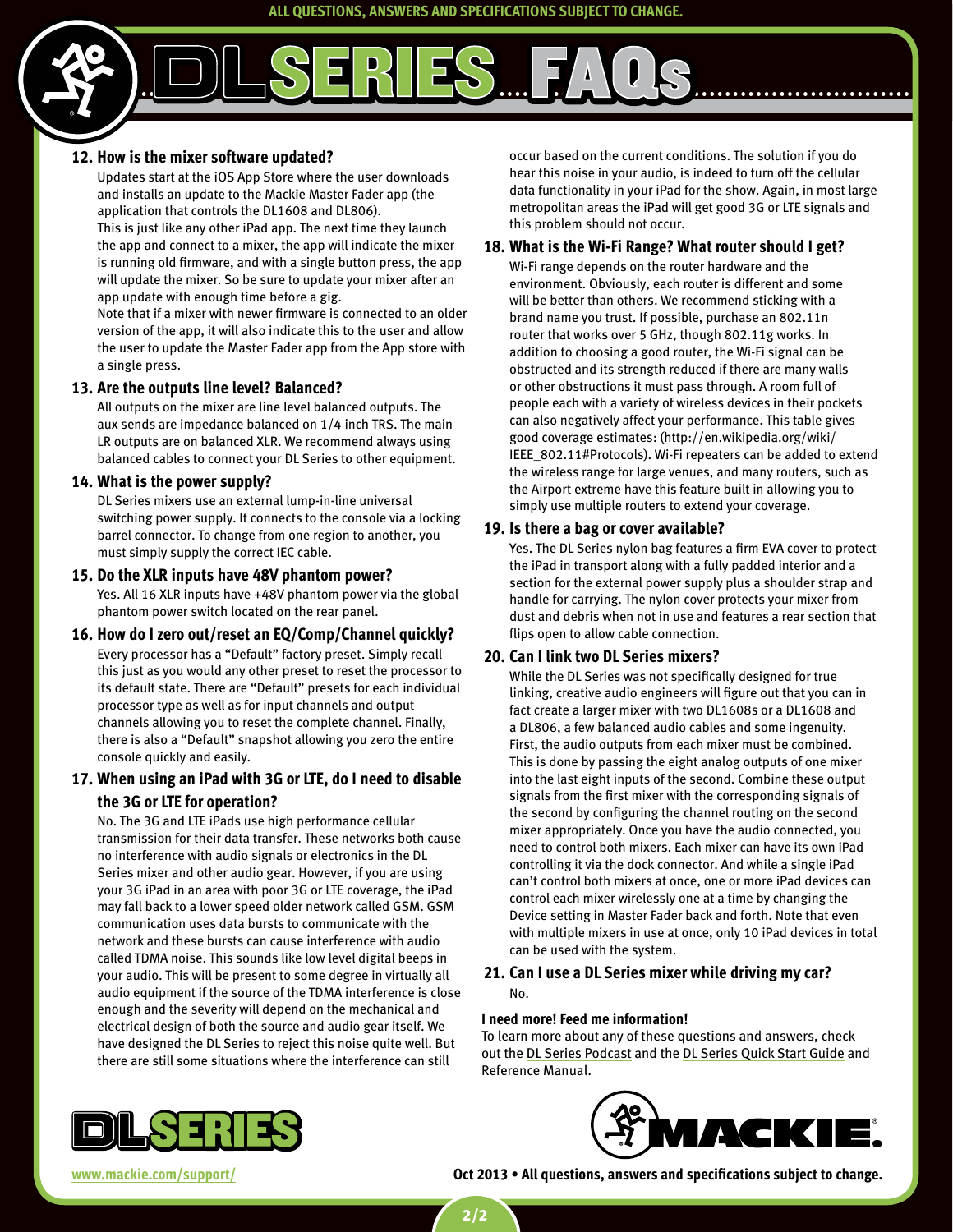# DL SERIES FAQs

### 12. How is the mixer software updated?

Updates start at the iOS App Store where the user downloads and installs an update to the Mackie Master Fader app (the application that controls the DL1608 and DL806).

This is just like any other iPad app. The next time they launch the app and connect to a mixer, the app will indicate the mixer is running old firmware, and with a single button press, the app will update the mixer. So be sure to update your mixer after an app update with enough time before a gig.

Note that if a mixer with newer firmware is connected to an older version of the app, it will also indicate this to the user and allow the user to update the Master Fader app from the App store with a single press.

### 13. Are the outputs line level? Balanced?

All outputs on the mixer are line level balanced outputs. The aux sends are impedance balanced on 1/4 inch TRS. The main LR outputs are on balanced XLR. We recommend always using balanced cables to connect your DL Series to other equipment.

### 14. What is the power supply?

DL Series mixers use an external lump-in-line universal switching power supply. It connects to the console via a locking barrel connector. To change from one region to another, you must simply supply the correct IEC cable.

### 15. Do the XLR inputs have 48V phantom power?

Yes. All 16 XLR inputs have +48V phantom power via the global phantom power switch located on the rear panel.

### 16. How do I zero out/reset an EQ/Comp/Channel quickly?

Every processor has a "Default" factory preset. Simply recall this just as you would any other preset to reset the processor to its default state. There are "Default" presets for each individual processor type as well as for input channels and output channels allowing you to reset the complete channel. Finally, there is also a "Default" snapshot allowing you zero the entire console quickly and easily.

### 17. When using an iPad with 3G or LTE, do I need to disable the 3G or LTE for operation?

No. The 3G and LTE iPads use high performance cellular transmission for their data transfer. These networks both cause no interference with audio signals or electronics in the DL Series mixer and other audio gear. However, if you are using your 3G iPad in an area with poor 3G or LTE coverage, the iPad may fall back to a lower speed older network called GSM. GSM communication uses data bursts to communicate with the network and these bursts can cause interference with audio called TDMA noise. This sounds like low level digital beeps in your audio. This will be present to some degree in virtually all audio equipment if the source of the TDMA interference is close enough and the severity will depend on the mechanical and electrical design of both the source and audio gear itself. We have designed the DL Series to reject this noise quite well. But there are still some situations where the interference can still occur based on the current conditions. The solution if you do hear this noise in your audio, is indeed to turn off the cellular data functionality in your iPad for the show. Again, in most large metropolitan areas the iPad will get good 3G or LTE signals and this problem should not occur.

### 18. What is the Wi-Fi Range? What router should I get?

Wi-Fi range depends on the router hardware and the environment. Obviously, each router is different and some will be better than others. We recommend sticking with a brand name you trust. If possible, purchase an 802.11n router that works over 5 GHz, though 802.11g works. In addition to choosing a good router, the Wi-Fi signal can be obstructed and its strength reduced if there are many walls or other obstructions it must pass through. A room full of people each with a variety of wireless devices in their pockets can also negatively affect your performance. This table gives good coverage estimates: (http://en.wikipedia.org/wiki/IEEE_802.11#Protocols). Wi-Fi repeaters can be added to extend the wireless range for large venues, and many routers, such as the Airport extreme have this feature built in allowing you to simply use multiple routers to extend your coverage.

### 19. Is there a bag or cover available?

Yes. The DL Series nylon bag features a firm EVA cover to protect the iPad in transport along with a fully padded interior and a section for the external power supply plus a shoulder strap and handle for carrying. The nylon cover protects your mixer from dust and debris when not in use and features a rear section that flips open to allow cable connection.

### 20. Can I link two DL Series mixers?

While the DL Series was not specifically designed for true linking, creative audio engineers will figure out that you can in fact create a larger mixer with two DL1608s or a DL1608 and a DL806, a few balanced audio cables and some ingenuity. First, the audio outputs from each mixer must be combined. This is done by passing the eight analog outputs of one mixer into the last eight inputs of the second. Combine these output signals from the first mixer with the corresponding signals of the second by configuring the channel routing on the second mixer appropriately. Once you have the audio connected, you need to control both mixers. Each mixer can have its own iPad controlling it via the dock connector. And while a single iPad can't control both mixers at once, one or more iPad devices can control each mixer wirelessly one at a time by changing the Device setting in Master Fader back and forth. Note that even with multiple mixers in use at once, only 10 iPad devices in total can be used with the system.

### 21. Can I use a DL Series mixer while driving my car?

No.

**I need more! Feed me information!**

To learn more about any of these questions and answers, check out the DL Series Podcast and the DL Series Quick Start Guide and Reference Manual.

www.mackie.com/support/

Oct 2013 • All questions, answers and specifications subject to change.